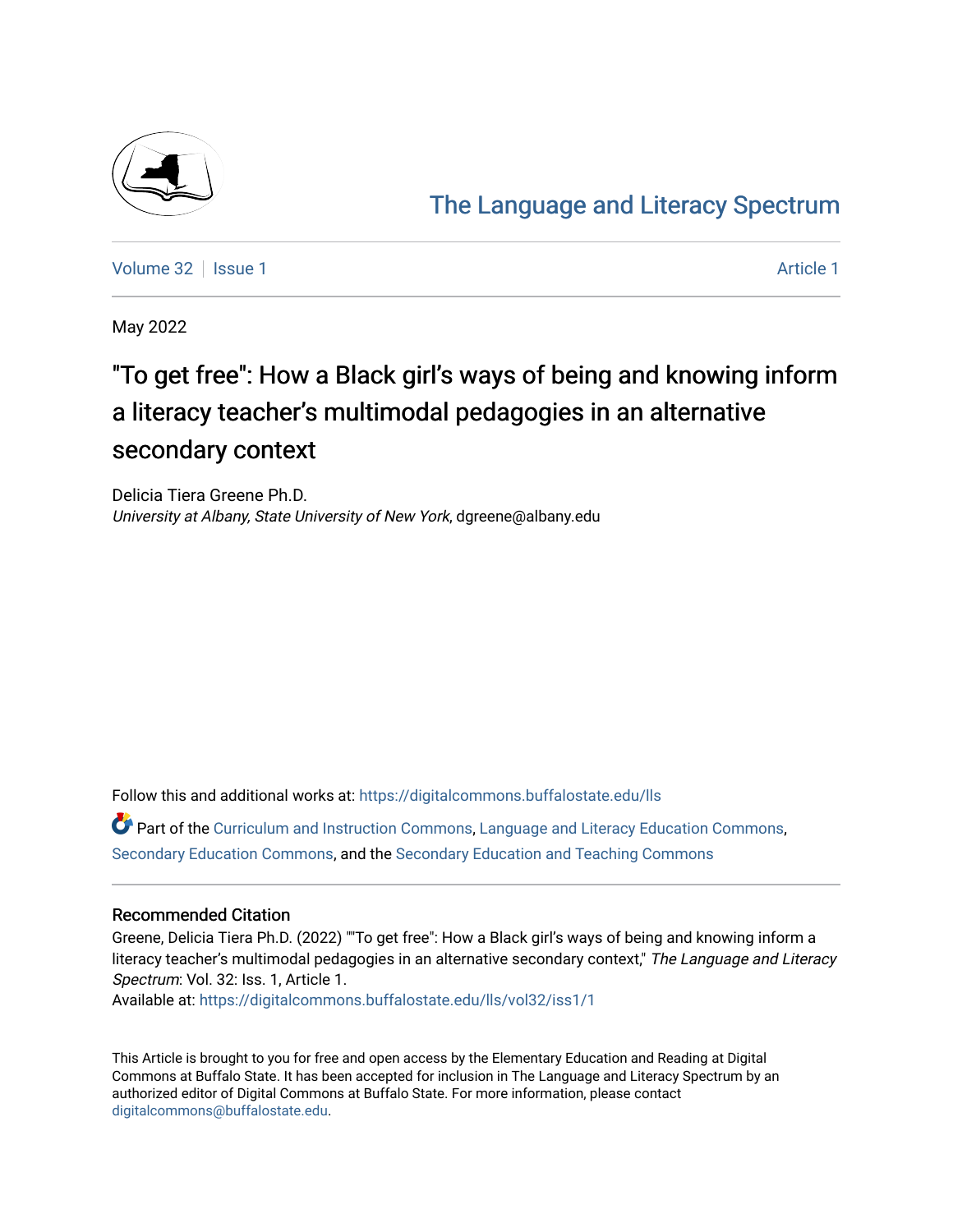The Language and Literacy Spectrum

Volume 32 | Issue 1 | Article 1

May 2022

# "To get free": How a Black girl's ways of being and knowing inform a literacy teacher's multimodal pedagogies in an alternative secondary context

Delicia Tiera Greene Ph.D.
*University at Albany, State University of New York*, dgreene@albany.edu

Follow this and additional works at: https://digitalcommons.buffalostate.edu/lls

Part of the Curriculum and Instruction Commons, Language and Literacy Education Commons, Secondary Education Commons, and the Secondary Education and Teaching Commons

## Recommended Citation

Greene, Delicia Tiera Ph.D. (2022) ""To get free": How a Black girl's ways of being and knowing inform a literacy teacher's multimodal pedagogies in an alternative secondary context," *The Language and Literacy Spectrum*: Vol. 32: Iss. 1, Article 1.
Available at: https://digitalcommons.buffalostate.edu/lls/vol32/iss1/1

This Article is brought to you for free and open access by the Elementary Education and Reading at Digital Commons at Buffalo State. It has been accepted for inclusion in The Language and Literacy Spectrum by an authorized editor of Digital Commons at Buffalo State. For more information, please contact digitalcommons@buffalostate.edu.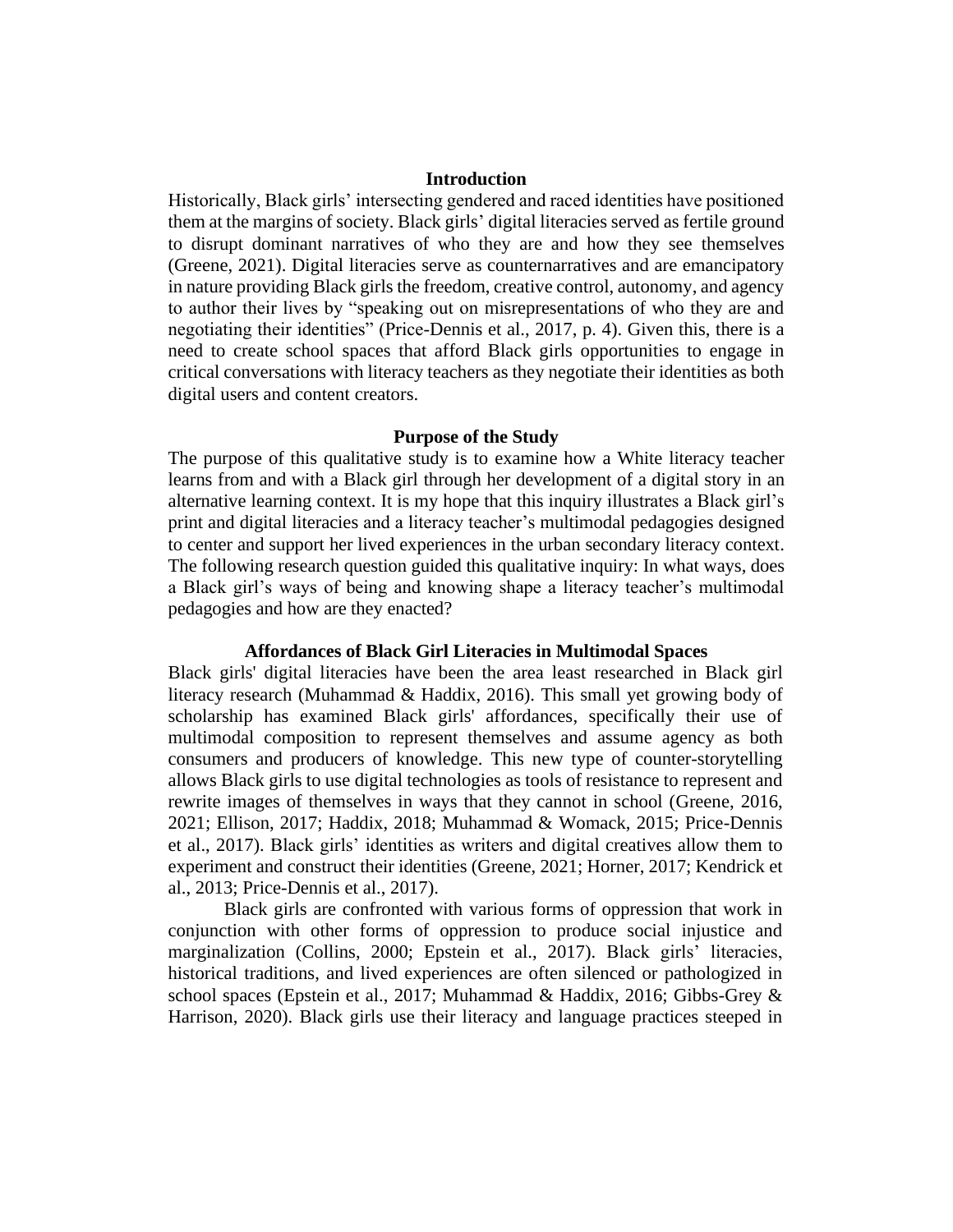## Introduction

Historically, Black girls' intersecting gendered and raced identities have positioned them at the margins of society. Black girls' digital literacies served as fertile ground to disrupt dominant narratives of who they are and how they see themselves (Greene, 2021). Digital literacies serve as counternarratives and are emancipatory in nature providing Black girls the freedom, creative control, autonomy, and agency to author their lives by "speaking out on misrepresentations of who they are and negotiating their identities" (Price-Dennis et al., 2017, p. 4). Given this, there is a need to create school spaces that afford Black girls opportunities to engage in critical conversations with literacy teachers as they negotiate their identities as both digital users and content creators.

## Purpose of the Study

The purpose of this qualitative study is to examine how a White literacy teacher learns from and with a Black girl through her development of a digital story in an alternative learning context. It is my hope that this inquiry illustrates a Black girl's print and digital literacies and a literacy teacher's multimodal pedagogies designed to center and support her lived experiences in the urban secondary literacy context. The following research question guided this qualitative inquiry: In what ways, does a Black girl's ways of being and knowing shape a literacy teacher's multimodal pedagogies and how are they enacted?

## Affordances of Black Girl Literacies in Multimodal Spaces

Black girls' digital literacies have been the area least researched in Black girl literacy research (Muhammad & Haddix, 2016). This small yet growing body of scholarship has examined Black girls' affordances, specifically their use of multimodal composition to represent themselves and assume agency as both consumers and producers of knowledge. This new type of counter-storytelling allows Black girls to use digital technologies as tools of resistance to represent and rewrite images of themselves in ways that they cannot in school (Greene, 2016, 2021; Ellison, 2017; Haddix, 2018; Muhammad & Womack, 2015; Price-Dennis et al., 2017). Black girls' identities as writers and digital creatives allow them to experiment and construct their identities (Greene, 2021; Horner, 2017; Kendrick et al., 2013; Price-Dennis et al., 2017).

Black girls are confronted with various forms of oppression that work in conjunction with other forms of oppression to produce social injustice and marginalization (Collins, 2000; Epstein et al., 2017). Black girls' literacies, historical traditions, and lived experiences are often silenced or pathologized in school spaces (Epstein et al., 2017; Muhammad & Haddix, 2016; Gibbs-Grey & Harrison, 2020). Black girls use their literacy and language practices steeped in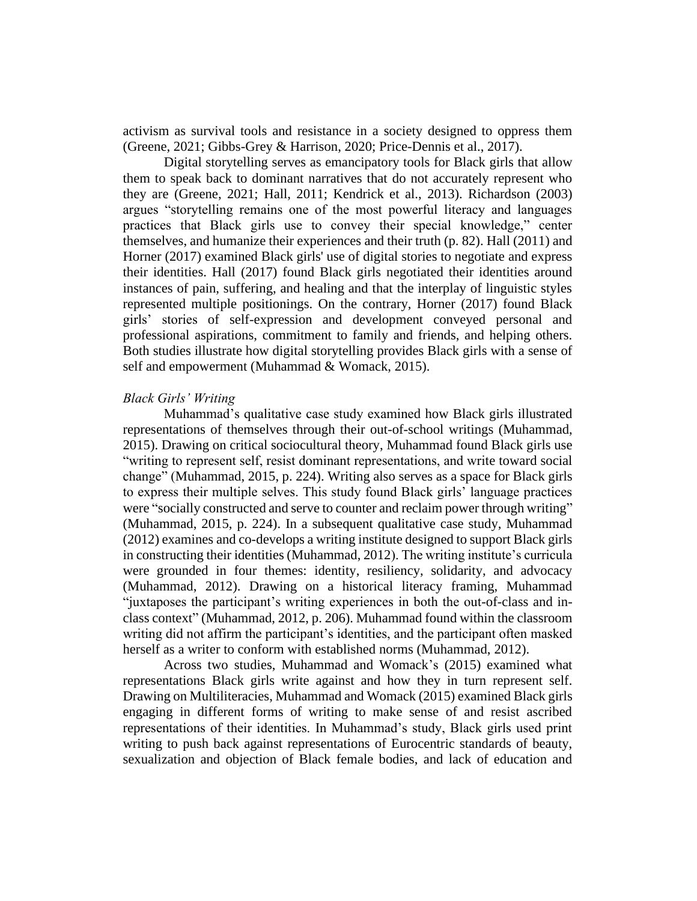activism as survival tools and resistance in a society designed to oppress them (Greene, 2021; Gibbs-Grey & Harrison, 2020; Price-Dennis et al., 2017).

Digital storytelling serves as emancipatory tools for Black girls that allow them to speak back to dominant narratives that do not accurately represent who they are (Greene, 2021; Hall, 2011; Kendrick et al., 2013). Richardson (2003) argues "storytelling remains one of the most powerful literacy and languages practices that Black girls use to convey their special knowledge," center themselves, and humanize their experiences and their truth (p. 82). Hall (2011) and Horner (2017) examined Black girls' use of digital stories to negotiate and express their identities. Hall (2017) found Black girls negotiated their identities around instances of pain, suffering, and healing and that the interplay of linguistic styles represented multiple positionings. On the contrary, Horner (2017) found Black girls' stories of self-expression and development conveyed personal and professional aspirations, commitment to family and friends, and helping others. Both studies illustrate how digital storytelling provides Black girls with a sense of self and empowerment (Muhammad & Womack, 2015).

### *Black Girls' Writing*

Muhammad's qualitative case study examined how Black girls illustrated representations of themselves through their out-of-school writings (Muhammad, 2015). Drawing on critical sociocultural theory, Muhammad found Black girls use "writing to represent self, resist dominant representations, and write toward social change" (Muhammad, 2015, p. 224). Writing also serves as a space for Black girls to express their multiple selves. This study found Black girls' language practices were "socially constructed and serve to counter and reclaim power through writing" (Muhammad, 2015, p. 224). In a subsequent qualitative case study, Muhammad (2012) examines and co-develops a writing institute designed to support Black girls in constructing their identities (Muhammad, 2012). The writing institute's curricula were grounded in four themes: identity, resiliency, solidarity, and advocacy (Muhammad, 2012). Drawing on a historical literacy framing, Muhammad "juxtaposes the participant's writing experiences in both the out-of-class and in-class context" (Muhammad, 2012, p. 206). Muhammad found within the classroom writing did not affirm the participant's identities, and the participant often masked herself as a writer to conform with established norms (Muhammad, 2012).

Across two studies, Muhammad and Womack's (2015) examined what representations Black girls write against and how they in turn represent self. Drawing on Multiliteracies, Muhammad and Womack (2015) examined Black girls engaging in different forms of writing to make sense of and resist ascribed representations of their identities. In Muhammad's study, Black girls used print writing to push back against representations of Eurocentric standards of beauty, sexualization and objection of Black female bodies, and lack of education and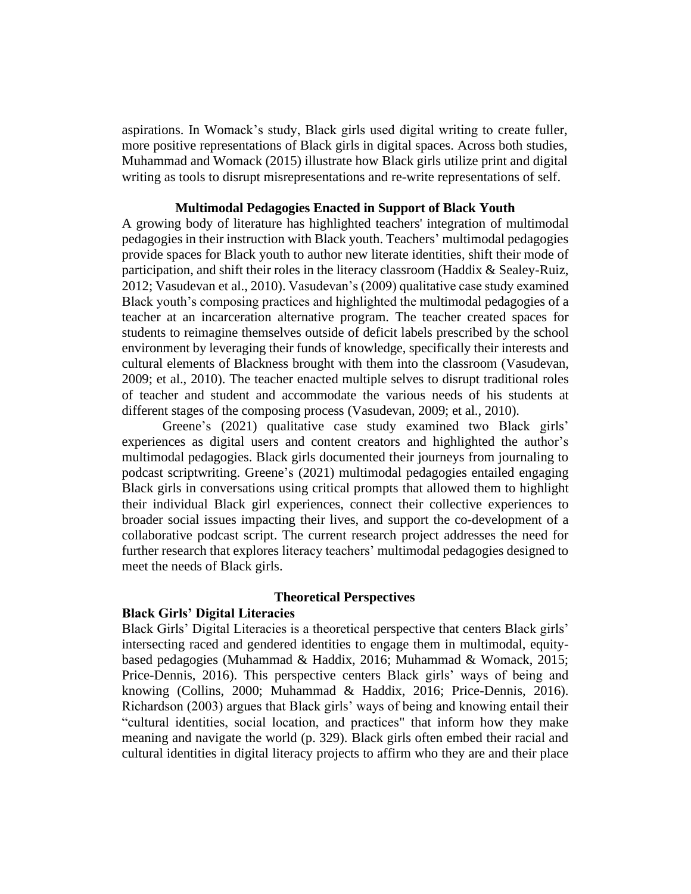aspirations. In Womack's study, Black girls used digital writing to create fuller, more positive representations of Black girls in digital spaces. Across both studies, Muhammad and Womack (2015) illustrate how Black girls utilize print and digital writing as tools to disrupt misrepresentations and re-write representations of self.

## Multimodal Pedagogies Enacted in Support of Black Youth

A growing body of literature has highlighted teachers' integration of multimodal pedagogies in their instruction with Black youth. Teachers' multimodal pedagogies provide spaces for Black youth to author new literate identities, shift their mode of participation, and shift their roles in the literacy classroom (Haddix & Sealey-Ruiz, 2012; Vasudevan et al., 2010). Vasudevan's (2009) qualitative case study examined Black youth's composing practices and highlighted the multimodal pedagogies of a teacher at an incarceration alternative program. The teacher created spaces for students to reimagine themselves outside of deficit labels prescribed by the school environment by leveraging their funds of knowledge, specifically their interests and cultural elements of Blackness brought with them into the classroom (Vasudevan, 2009; et al., 2010). The teacher enacted multiple selves to disrupt traditional roles of teacher and student and accommodate the various needs of his students at different stages of the composing process (Vasudevan, 2009; et al., 2010).

Greene's (2021) qualitative case study examined two Black girls' experiences as digital users and content creators and highlighted the author's multimodal pedagogies. Black girls documented their journeys from journaling to podcast scriptwriting. Greene's (2021) multimodal pedagogies entailed engaging Black girls in conversations using critical prompts that allowed them to highlight their individual Black girl experiences, connect their collective experiences to broader social issues impacting their lives, and support the co-development of a collaborative podcast script. The current research project addresses the need for further research that explores literacy teachers' multimodal pedagogies designed to meet the needs of Black girls.

## Theoretical Perspectives

### Black Girls' Digital Literacies

Black Girls' Digital Literacies is a theoretical perspective that centers Black girls' intersecting raced and gendered identities to engage them in multimodal, equity-based pedagogies (Muhammad & Haddix, 2016; Muhammad & Womack, 2015; Price-Dennis, 2016). This perspective centers Black girls' ways of being and knowing (Collins, 2000; Muhammad & Haddix, 2016; Price-Dennis, 2016). Richardson (2003) argues that Black girls' ways of being and knowing entail their "cultural identities, social location, and practices" that inform how they make meaning and navigate the world (p. 329). Black girls often embed their racial and cultural identities in digital literacy projects to affirm who they are and their place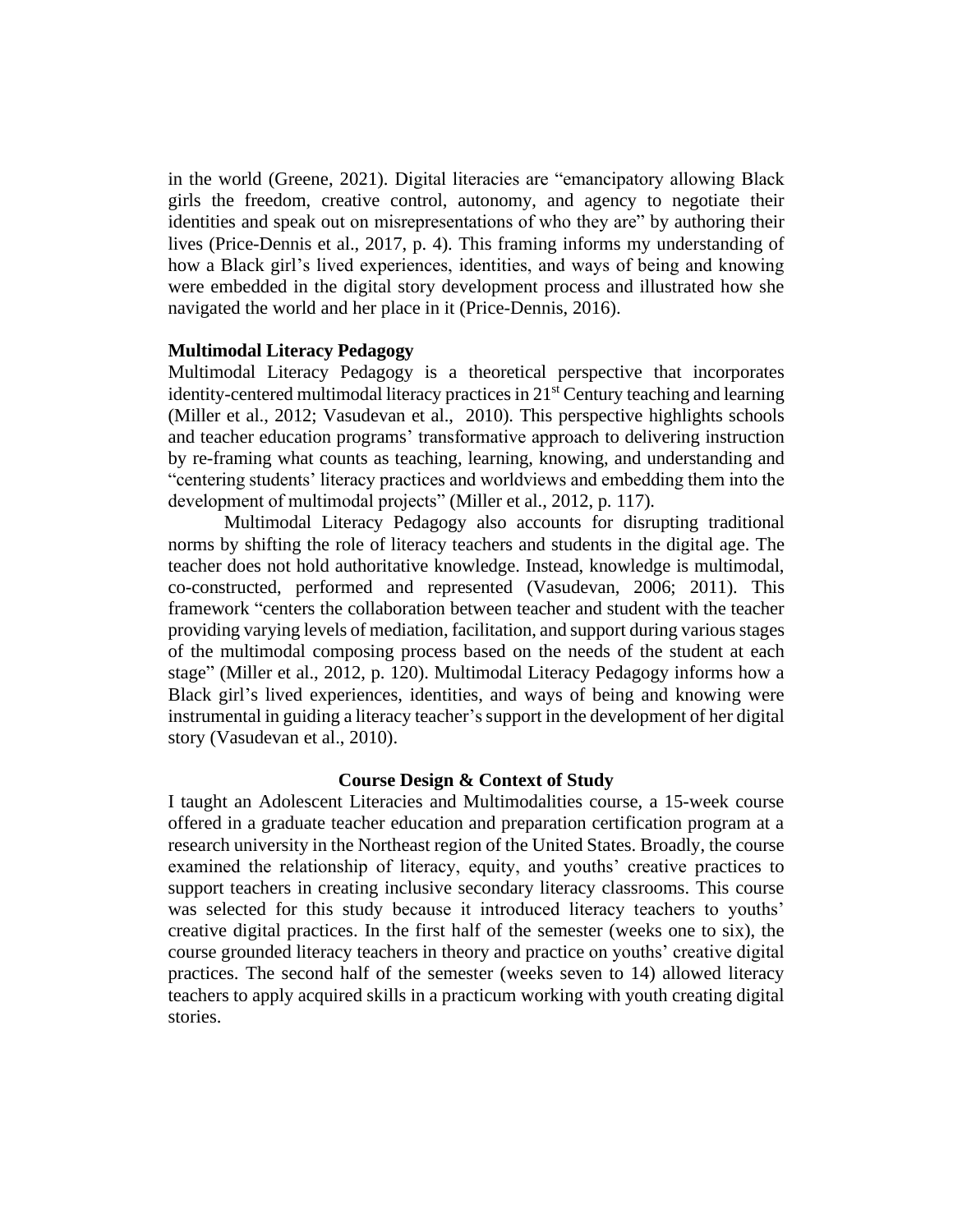in the world (Greene, 2021). Digital literacies are "emancipatory allowing Black girls the freedom, creative control, autonomy, and agency to negotiate their identities and speak out on misrepresentations of who they are" by authoring their lives (Price-Dennis et al., 2017, p. 4). This framing informs my understanding of how a Black girl's lived experiences, identities, and ways of being and knowing were embedded in the digital story development process and illustrated how she navigated the world and her place in it (Price-Dennis, 2016).

**Multimodal Literacy Pedagogy**

Multimodal Literacy Pedagogy is a theoretical perspective that incorporates identity-centered multimodal literacy practices in 21st Century teaching and learning (Miller et al., 2012; Vasudevan et al., 2010). This perspective highlights schools and teacher education programs' transformative approach to delivering instruction by re-framing what counts as teaching, learning, knowing, and understanding and "centering students' literacy practices and worldviews and embedding them into the development of multimodal projects" (Miller et al., 2012, p. 117).

Multimodal Literacy Pedagogy also accounts for disrupting traditional norms by shifting the role of literacy teachers and students in the digital age. The teacher does not hold authoritative knowledge. Instead, knowledge is multimodal, co-constructed, performed and represented (Vasudevan, 2006; 2011). This framework "centers the collaboration between teacher and student with the teacher providing varying levels of mediation, facilitation, and support during various stages of the multimodal composing process based on the needs of the student at each stage" (Miller et al., 2012, p. 120). Multimodal Literacy Pedagogy informs how a Black girl's lived experiences, identities, and ways of being and knowing were instrumental in guiding a literacy teacher's support in the development of her digital story (Vasudevan et al., 2010).

## Course Design & Context of Study

I taught an Adolescent Literacies and Multimodalities course, a 15-week course offered in a graduate teacher education and preparation certification program at a research university in the Northeast region of the United States. Broadly, the course examined the relationship of literacy, equity, and youths' creative practices to support teachers in creating inclusive secondary literacy classrooms. This course was selected for this study because it introduced literacy teachers to youths' creative digital practices. In the first half of the semester (weeks one to six), the course grounded literacy teachers in theory and practice on youths' creative digital practices. The second half of the semester (weeks seven to 14) allowed literacy teachers to apply acquired skills in a practicum working with youth creating digital stories.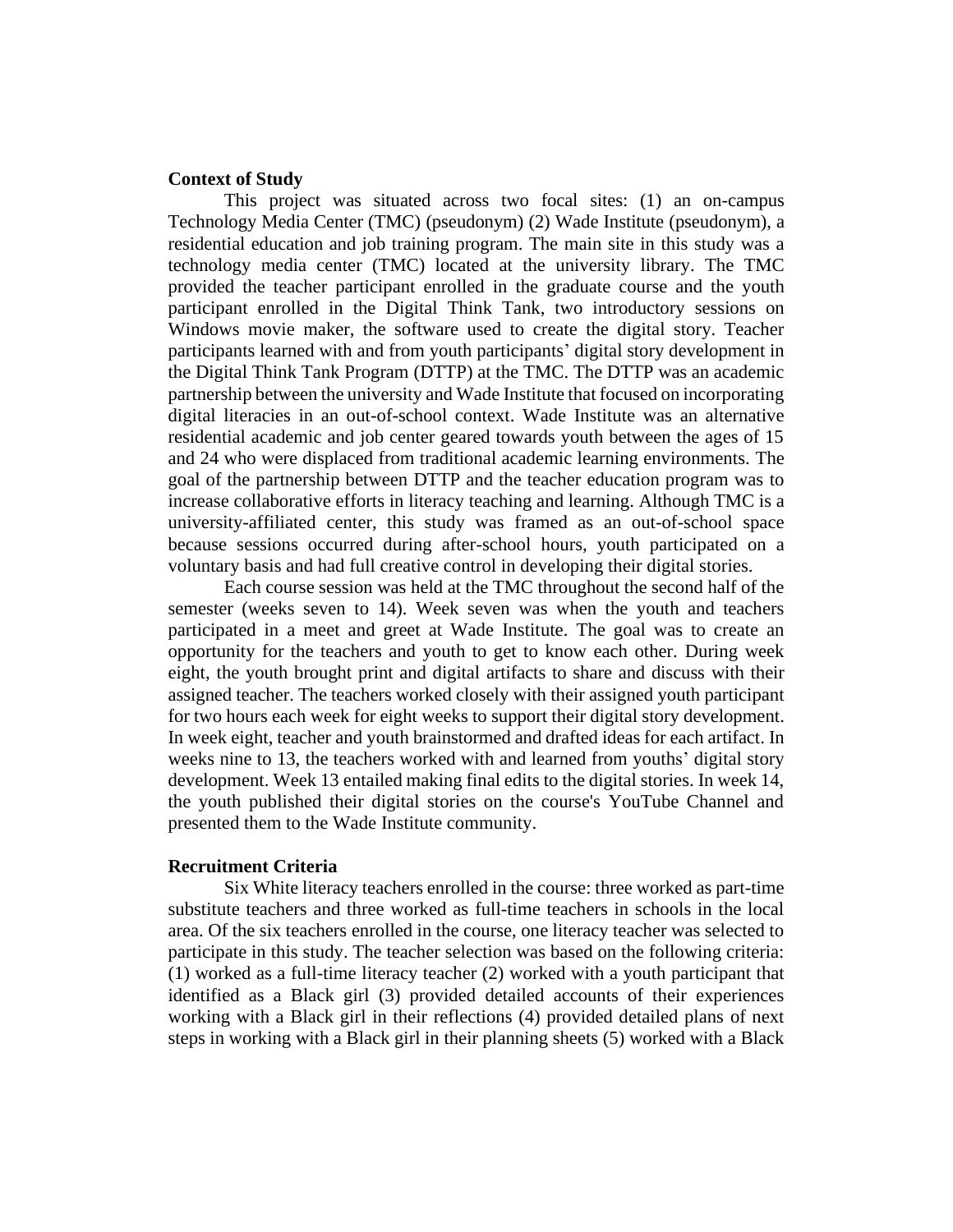**Context of Study**

This project was situated across two focal sites: (1) an on-campus Technology Media Center (TMC) (pseudonym) (2) Wade Institute (pseudonym), a residential education and job training program. The main site in this study was a technology media center (TMC) located at the university library. The TMC provided the teacher participant enrolled in the graduate course and the youth participant enrolled in the Digital Think Tank, two introductory sessions on Windows movie maker, the software used to create the digital story. Teacher participants learned with and from youth participants' digital story development in the Digital Think Tank Program (DTTP) at the TMC. The DTTP was an academic partnership between the university and Wade Institute that focused on incorporating digital literacies in an out-of-school context. Wade Institute was an alternative residential academic and job center geared towards youth between the ages of 15 and 24 who were displaced from traditional academic learning environments. The goal of the partnership between DTTP and the teacher education program was to increase collaborative efforts in literacy teaching and learning. Although TMC is a university-affiliated center, this study was framed as an out-of-school space because sessions occurred during after-school hours, youth participated on a voluntary basis and had full creative control in developing their digital stories.

Each course session was held at the TMC throughout the second half of the semester (weeks seven to 14). Week seven was when the youth and teachers participated in a meet and greet at Wade Institute. The goal was to create an opportunity for the teachers and youth to get to know each other. During week eight, the youth brought print and digital artifacts to share and discuss with their assigned teacher. The teachers worked closely with their assigned youth participant for two hours each week for eight weeks to support their digital story development. In week eight, teacher and youth brainstormed and drafted ideas for each artifact. In weeks nine to 13, the teachers worked with and learned from youths' digital story development. Week 13 entailed making final edits to the digital stories. In week 14, the youth published their digital stories on the course's YouTube Channel and presented them to the Wade Institute community.

**Recruitment Criteria**

Six White literacy teachers enrolled in the course: three worked as part-time substitute teachers and three worked as full-time teachers in schools in the local area. Of the six teachers enrolled in the course, one literacy teacher was selected to participate in this study. The teacher selection was based on the following criteria: (1) worked as a full-time literacy teacher (2) worked with a youth participant that identified as a Black girl (3) provided detailed accounts of their experiences working with a Black girl in their reflections (4) provided detailed plans of next steps in working with a Black girl in their planning sheets (5) worked with a Black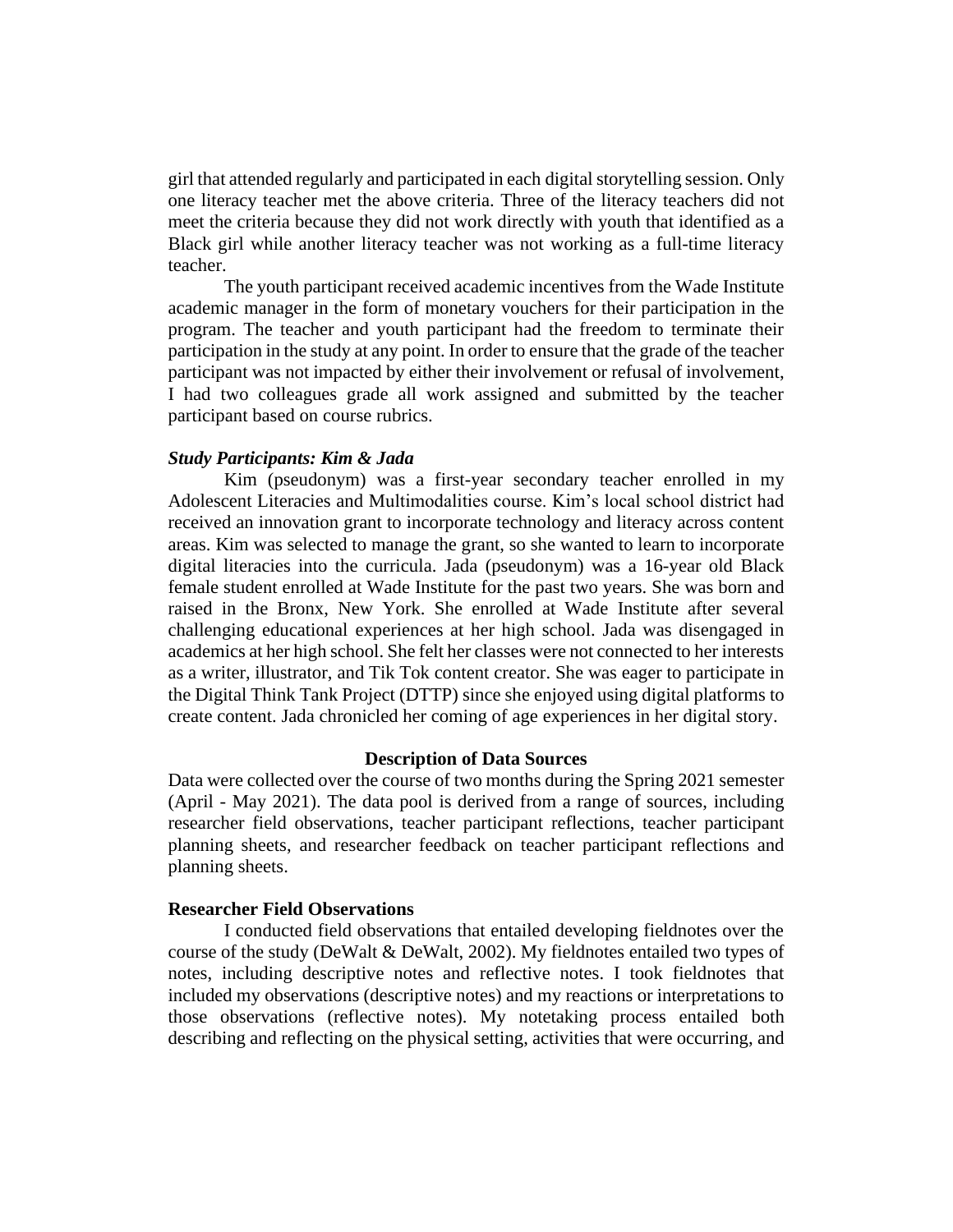girl that attended regularly and participated in each digital storytelling session. Only one literacy teacher met the above criteria. Three of the literacy teachers did not meet the criteria because they did not work directly with youth that identified as a Black girl while another literacy teacher was not working as a full-time literacy teacher.

The youth participant received academic incentives from the Wade Institute academic manager in the form of monetary vouchers for their participation in the program. The teacher and youth participant had the freedom to terminate their participation in the study at any point. In order to ensure that the grade of the teacher participant was not impacted by either their involvement or refusal of involvement, I had two colleagues grade all work assigned and submitted by the teacher participant based on course rubrics.

### *Study Participants: Kim & Jada*

Kim (pseudonym) was a first-year secondary teacher enrolled in my Adolescent Literacies and Multimodalities course. Kim's local school district had received an innovation grant to incorporate technology and literacy across content areas. Kim was selected to manage the grant, so she wanted to learn to incorporate digital literacies into the curricula. Jada (pseudonym) was a 16-year old Black female student enrolled at Wade Institute for the past two years. She was born and raised in the Bronx, New York. She enrolled at Wade Institute after several challenging educational experiences at her high school. Jada was disengaged in academics at her high school. She felt her classes were not connected to her interests as a writer, illustrator, and Tik Tok content creator. She was eager to participate in the Digital Think Tank Project (DTTP) since she enjoyed using digital platforms to create content. Jada chronicled her coming of age experiences in her digital story.

## Description of Data Sources

Data were collected over the course of two months during the Spring 2021 semester (April - May 2021). The data pool is derived from a range of sources, including researcher field observations, teacher participant reflections, teacher participant planning sheets, and researcher feedback on teacher participant reflections and planning sheets.

### Researcher Field Observations

I conducted field observations that entailed developing fieldnotes over the course of the study (DeWalt & DeWalt, 2002). My fieldnotes entailed two types of notes, including descriptive notes and reflective notes. I took fieldnotes that included my observations (descriptive notes) and my reactions or interpretations to those observations (reflective notes). My notetaking process entailed both describing and reflecting on the physical setting, activities that were occurring, and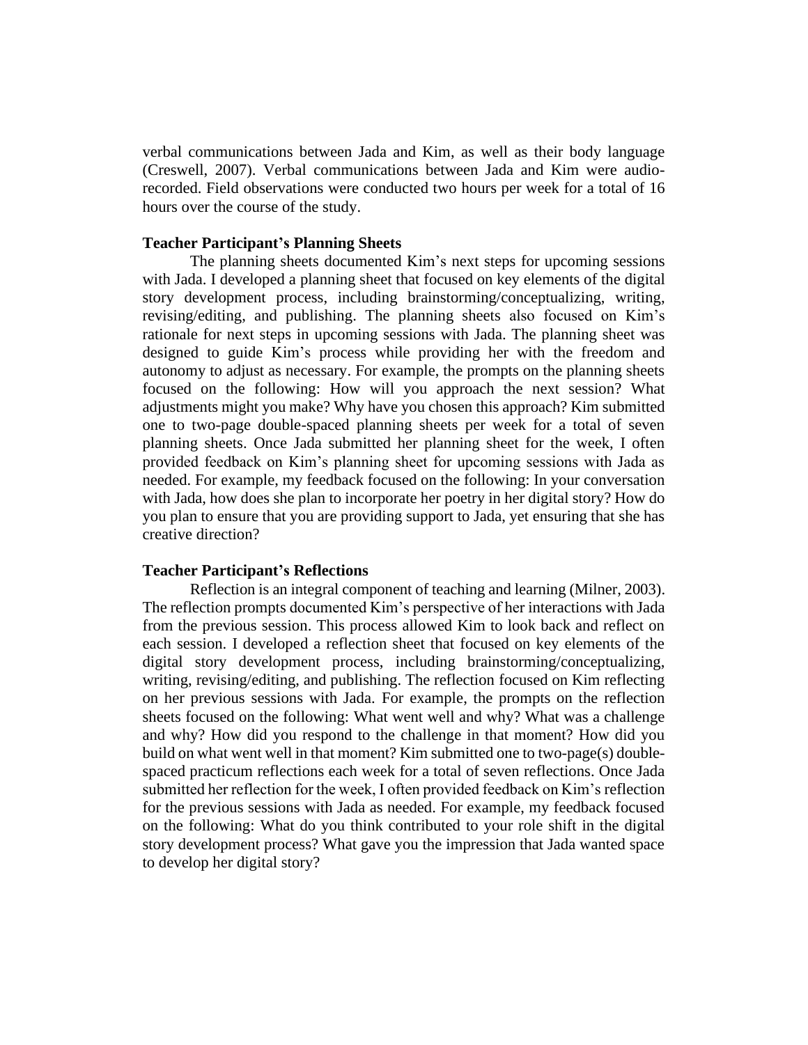verbal communications between Jada and Kim, as well as their body language (Creswell, 2007). Verbal communications between Jada and Kim were audio-recorded. Field observations were conducted two hours per week for a total of 16 hours over the course of the study.

### Teacher Participant's Planning Sheets

The planning sheets documented Kim's next steps for upcoming sessions with Jada. I developed a planning sheet that focused on key elements of the digital story development process, including brainstorming/conceptualizing, writing, revising/editing, and publishing. The planning sheets also focused on Kim's rationale for next steps in upcoming sessions with Jada. The planning sheet was designed to guide Kim's process while providing her with the freedom and autonomy to adjust as necessary. For example, the prompts on the planning sheets focused on the following: How will you approach the next session? What adjustments might you make? Why have you chosen this approach? Kim submitted one to two-page double-spaced planning sheets per week for a total of seven planning sheets. Once Jada submitted her planning sheet for the week, I often provided feedback on Kim's planning sheet for upcoming sessions with Jada as needed. For example, my feedback focused on the following: In your conversation with Jada, how does she plan to incorporate her poetry in her digital story? How do you plan to ensure that you are providing support to Jada, yet ensuring that she has creative direction?

### Teacher Participant's Reflections

Reflection is an integral component of teaching and learning (Milner, 2003). The reflection prompts documented Kim's perspective of her interactions with Jada from the previous session. This process allowed Kim to look back and reflect on each session. I developed a reflection sheet that focused on key elements of the digital story development process, including brainstorming/conceptualizing, writing, revising/editing, and publishing. The reflection focused on Kim reflecting on her previous sessions with Jada. For example, the prompts on the reflection sheets focused on the following: What went well and why? What was a challenge and why? How did you respond to the challenge in that moment? How did you build on what went well in that moment? Kim submitted one to two-page(s) double-spaced practicum reflections each week for a total of seven reflections. Once Jada submitted her reflection for the week, I often provided feedback on Kim's reflection for the previous sessions with Jada as needed. For example, my feedback focused on the following: What do you think contributed to your role shift in the digital story development process? What gave you the impression that Jada wanted space to develop her digital story?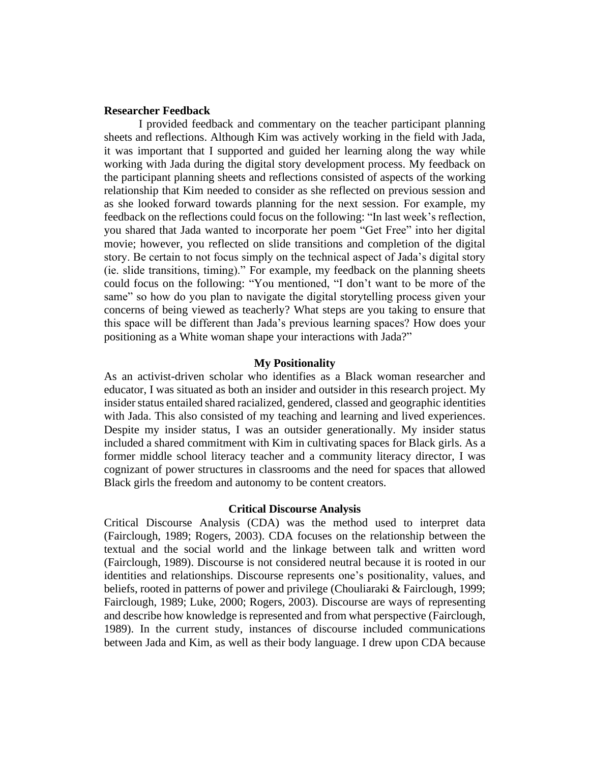**Researcher Feedback**

I provided feedback and commentary on the teacher participant planning sheets and reflections. Although Kim was actively working in the field with Jada, it was important that I supported and guided her learning along the way while working with Jada during the digital story development process. My feedback on the participant planning sheets and reflections consisted of aspects of the working relationship that Kim needed to consider as she reflected on previous session and as she looked forward towards planning for the next session. For example, my feedback on the reflections could focus on the following: "In last week's reflection, you shared that Jada wanted to incorporate her poem "Get Free" into her digital movie; however, you reflected on slide transitions and completion of the digital story. Be certain to not focus simply on the technical aspect of Jada's digital story (ie. slide transitions, timing)." For example, my feedback on the planning sheets could focus on the following: "You mentioned, "I don't want to be more of the same" so how do you plan to navigate the digital storytelling process given your concerns of being viewed as teacherly? What steps are you taking to ensure that this space will be different than Jada's previous learning spaces? How does your positioning as a White woman shape your interactions with Jada?"

## My Positionality

As an activist-driven scholar who identifies as a Black woman researcher and educator, I was situated as both an insider and outsider in this research project. My insider status entailed shared racialized, gendered, classed and geographic identities with Jada. This also consisted of my teaching and learning and lived experiences. Despite my insider status, I was an outsider generationally. My insider status included a shared commitment with Kim in cultivating spaces for Black girls. As a former middle school literacy teacher and a community literacy director, I was cognizant of power structures in classrooms and the need for spaces that allowed Black girls the freedom and autonomy to be content creators.

## Critical Discourse Analysis

Critical Discourse Analysis (CDA) was the method used to interpret data (Fairclough, 1989; Rogers, 2003). CDA focuses on the relationship between the textual and the social world and the linkage between talk and written word (Fairclough, 1989). Discourse is not considered neutral because it is rooted in our identities and relationships. Discourse represents one's positionality, values, and beliefs, rooted in patterns of power and privilege (Chouliaraki & Fairclough, 1999; Fairclough, 1989; Luke, 2000; Rogers, 2003). Discourse are ways of representing and describe how knowledge is represented and from what perspective (Fairclough, 1989). In the current study, instances of discourse included communications between Jada and Kim, as well as their body language. I drew upon CDA because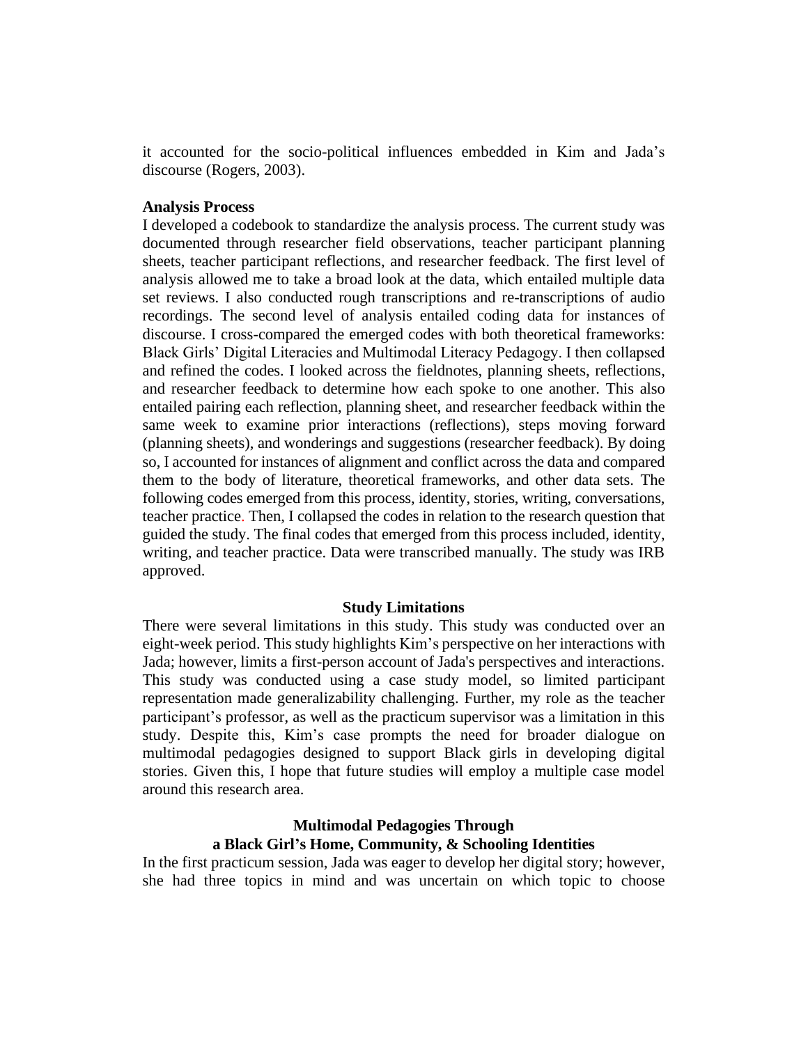it accounted for the socio-political influences embedded in Kim and Jada's discourse (Rogers, 2003).

**Analysis Process**

I developed a codebook to standardize the analysis process. The current study was documented through researcher field observations, teacher participant planning sheets, teacher participant reflections, and researcher feedback. The first level of analysis allowed me to take a broad look at the data, which entailed multiple data set reviews. I also conducted rough transcriptions and re-transcriptions of audio recordings. The second level of analysis entailed coding data for instances of discourse. I cross-compared the emerged codes with both theoretical frameworks: Black Girls' Digital Literacies and Multimodal Literacy Pedagogy. I then collapsed and refined the codes. I looked across the fieldnotes, planning sheets, reflections, and researcher feedback to determine how each spoke to one another. This also entailed pairing each reflection, planning sheet, and researcher feedback within the same week to examine prior interactions (reflections), steps moving forward (planning sheets), and wonderings and suggestions (researcher feedback). By doing so, I accounted for instances of alignment and conflict across the data and compared them to the body of literature, theoretical frameworks, and other data sets. The following codes emerged from this process, identity, stories, writing, conversations, teacher practice. Then, I collapsed the codes in relation to the research question that guided the study. The final codes that emerged from this process included, identity, writing, and teacher practice. Data were transcribed manually. The study was IRB approved.

## Study Limitations

There were several limitations in this study. This study was conducted over an eight-week period. This study highlights Kim's perspective on her interactions with Jada; however, limits a first-person account of Jada's perspectives and interactions. This study was conducted using a case study model, so limited participant representation made generalizability challenging. Further, my role as the teacher participant's professor, as well as the practicum supervisor was a limitation in this study. Despite this, Kim's case prompts the need for broader dialogue on multimodal pedagogies designed to support Black girls in developing digital stories. Given this, I hope that future studies will employ a multiple case model around this research area.

## Multimodal Pedagogies Through a Black Girl's Home, Community, & Schooling Identities

In the first practicum session, Jada was eager to develop her digital story; however, she had three topics in mind and was uncertain on which topic to choose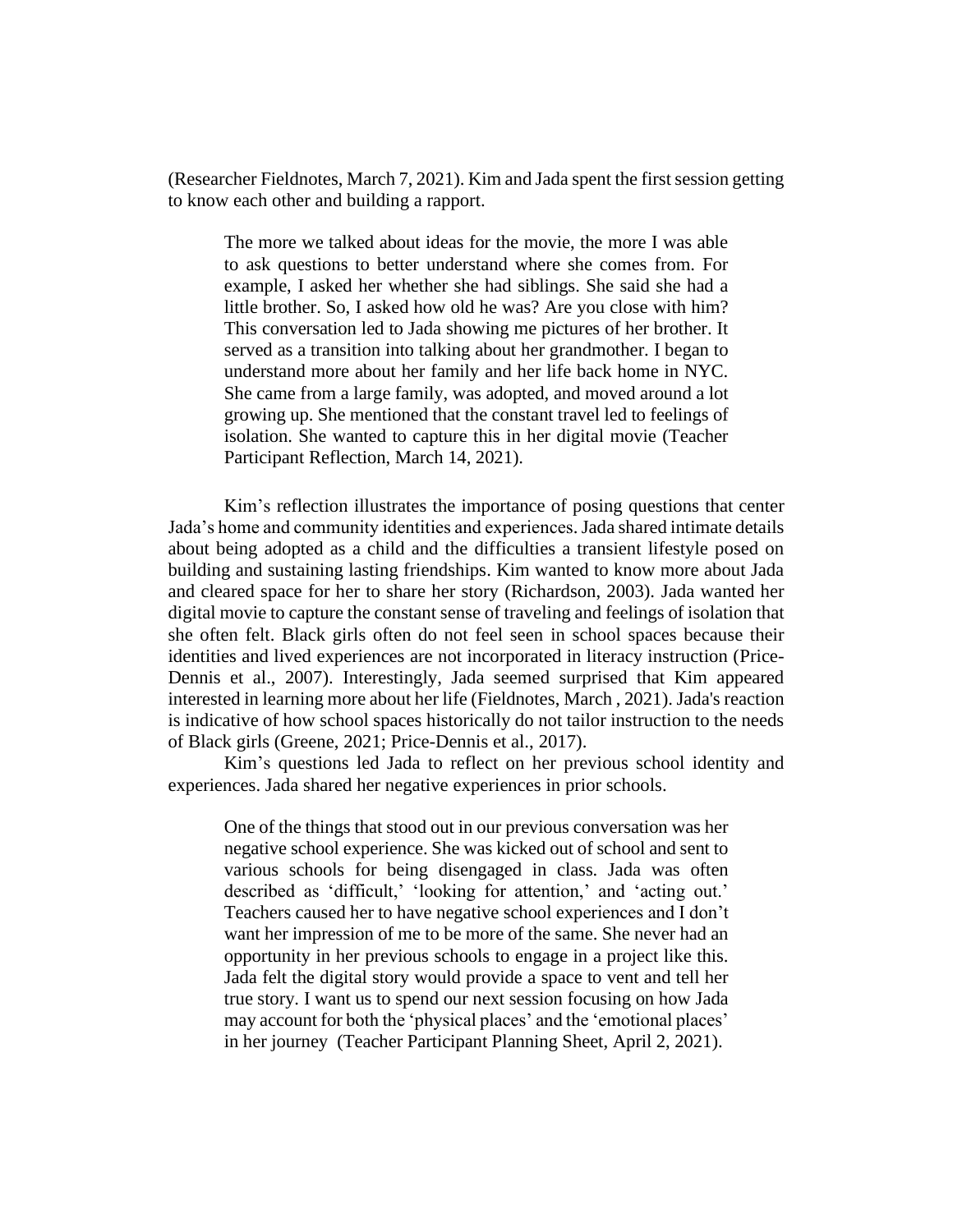(Researcher Fieldnotes, March 7, 2021). Kim and Jada spent the first session getting to know each other and building a rapport.

> The more we talked about ideas for the movie, the more I was able to ask questions to better understand where she comes from. For example, I asked her whether she had siblings. She said she had a little brother. So, I asked how old he was? Are you close with him? This conversation led to Jada showing me pictures of her brother. It served as a transition into talking about her grandmother. I began to understand more about her family and her life back home in NYC. She came from a large family, was adopted, and moved around a lot growing up. She mentioned that the constant travel led to feelings of isolation. She wanted to capture this in her digital movie (Teacher Participant Reflection, March 14, 2021).

Kim's reflection illustrates the importance of posing questions that center Jada's home and community identities and experiences. Jada shared intimate details about being adopted as a child and the difficulties a transient lifestyle posed on building and sustaining lasting friendships. Kim wanted to know more about Jada and cleared space for her to share her story (Richardson, 2003). Jada wanted her digital movie to capture the constant sense of traveling and feelings of isolation that she often felt. Black girls often do not feel seen in school spaces because their identities and lived experiences are not incorporated in literacy instruction (Price-Dennis et al., 2007). Interestingly, Jada seemed surprised that Kim appeared interested in learning more about her life (Fieldnotes, March , 2021). Jada's reaction is indicative of how school spaces historically do not tailor instruction to the needs of Black girls (Greene, 2021; Price-Dennis et al., 2017).

Kim's questions led Jada to reflect on her previous school identity and experiences. Jada shared her negative experiences in prior schools.

> One of the things that stood out in our previous conversation was her negative school experience. She was kicked out of school and sent to various schools for being disengaged in class. Jada was often described as 'difficult,' 'looking for attention,' and 'acting out.' Teachers caused her to have negative school experiences and I don't want her impression of me to be more of the same. She never had an opportunity in her previous schools to engage in a project like this. Jada felt the digital story would provide a space to vent and tell her true story. I want us to spend our next session focusing on how Jada may account for both the 'physical places' and the 'emotional places' in her journey (Teacher Participant Planning Sheet, April 2, 2021).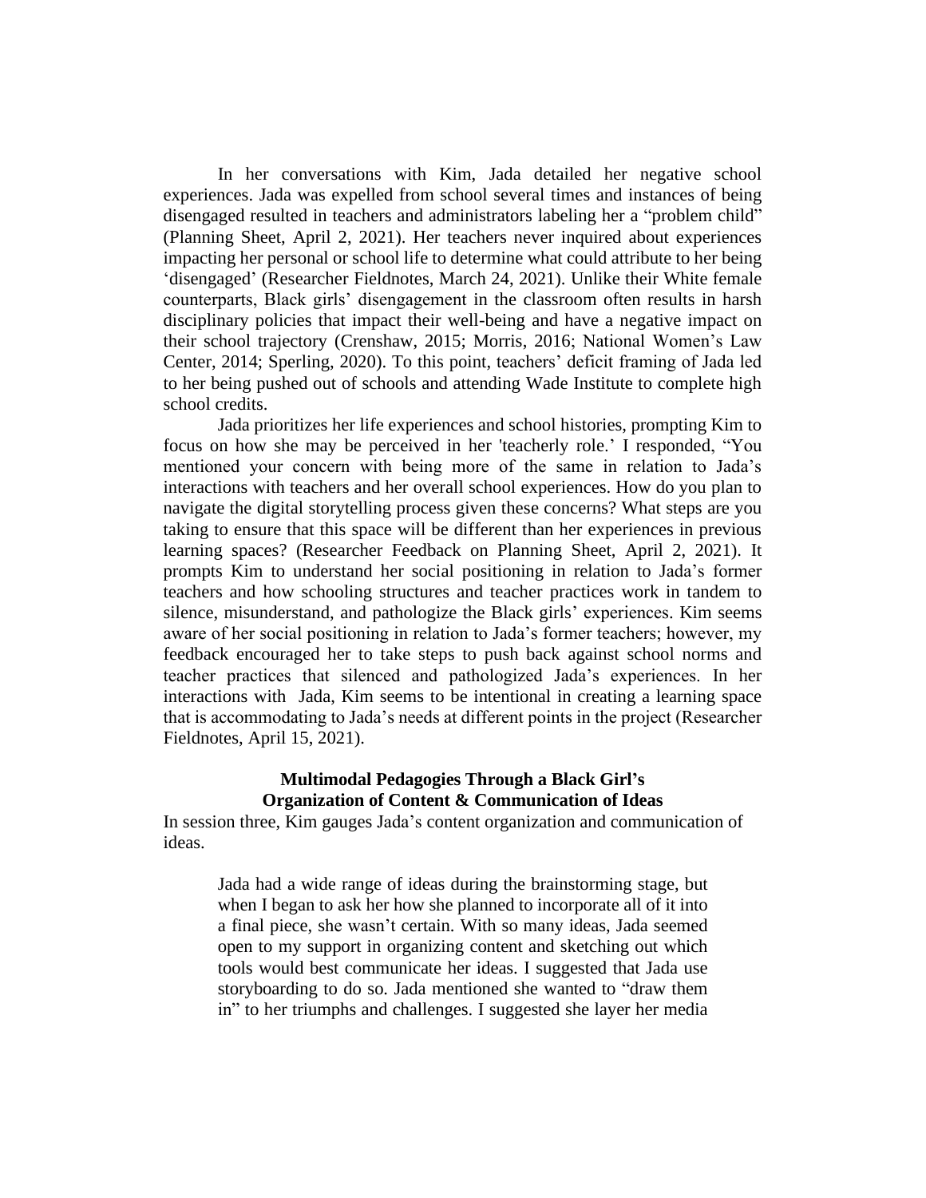In her conversations with Kim, Jada detailed her negative school experiences. Jada was expelled from school several times and instances of being disengaged resulted in teachers and administrators labeling her a "problem child" (Planning Sheet, April 2, 2021). Her teachers never inquired about experiences impacting her personal or school life to determine what could attribute to her being 'disengaged' (Researcher Fieldnotes, March 24, 2021). Unlike their White female counterparts, Black girls' disengagement in the classroom often results in harsh disciplinary policies that impact their well-being and have a negative impact on their school trajectory (Crenshaw, 2015; Morris, 2016; National Women's Law Center, 2014; Sperling, 2020). To this point, teachers' deficit framing of Jada led to her being pushed out of schools and attending Wade Institute to complete high school credits.

Jada prioritizes her life experiences and school histories, prompting Kim to focus on how she may be perceived in her 'teacherly role.' I responded, "You mentioned your concern with being more of the same in relation to Jada's interactions with teachers and her overall school experiences. How do you plan to navigate the digital storytelling process given these concerns? What steps are you taking to ensure that this space will be different than her experiences in previous learning spaces? (Researcher Feedback on Planning Sheet, April 2, 2021). It prompts Kim to understand her social positioning in relation to Jada's former teachers and how schooling structures and teacher practices work in tandem to silence, misunderstand, and pathologize the Black girls' experiences. Kim seems aware of her social positioning in relation to Jada's former teachers; however, my feedback encouraged her to take steps to push back against school norms and teacher practices that silenced and pathologized Jada's experiences. In her interactions with Jada, Kim seems to be intentional in creating a learning space that is accommodating to Jada's needs at different points in the project (Researcher Fieldnotes, April 15, 2021).

### Multimodal Pedagogies Through a Black Girl's Organization of Content & Communication of Ideas

In session three, Kim gauges Jada's content organization and communication of ideas.

> Jada had a wide range of ideas during the brainstorming stage, but when I began to ask her how she planned to incorporate all of it into a final piece, she wasn't certain. With so many ideas, Jada seemed open to my support in organizing content and sketching out which tools would best communicate her ideas. I suggested that Jada use storyboarding to do so. Jada mentioned she wanted to "draw them in" to her triumphs and challenges. I suggested she layer her media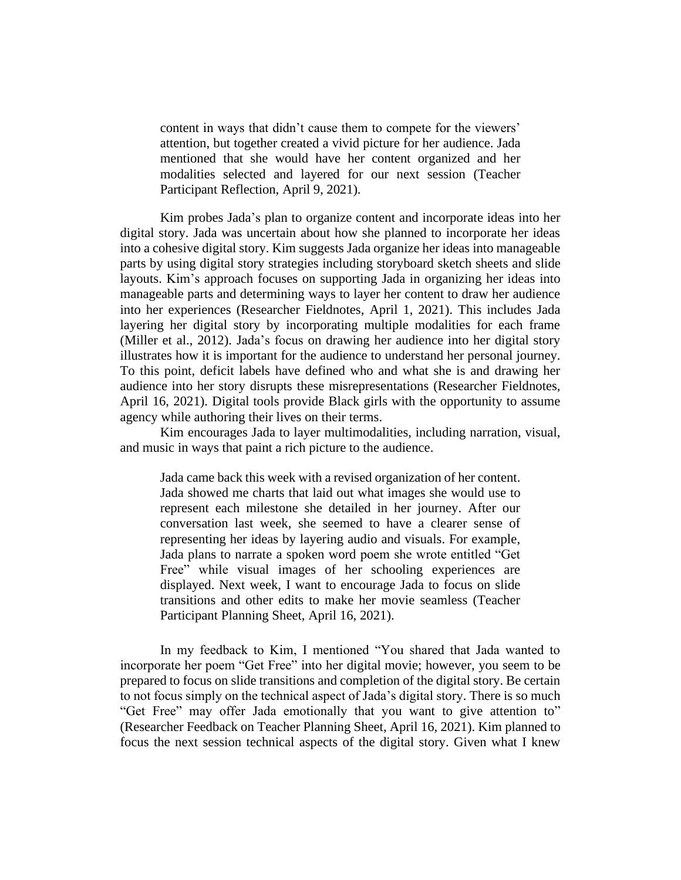> content in ways that didn't cause them to compete for the viewers' attention, but together created a vivid picture for her audience. Jada mentioned that she would have her content organized and her modalities selected and layered for our next session (Teacher Participant Reflection, April 9, 2021).

Kim probes Jada's plan to organize content and incorporate ideas into her digital story. Jada was uncertain about how she planned to incorporate her ideas into a cohesive digital story. Kim suggests Jada organize her ideas into manageable parts by using digital story strategies including storyboard sketch sheets and slide layouts. Kim's approach focuses on supporting Jada in organizing her ideas into manageable parts and determining ways to layer her content to draw her audience into her experiences (Researcher Fieldnotes, April 1, 2021). This includes Jada layering her digital story by incorporating multiple modalities for each frame (Miller et al., 2012). Jada's focus on drawing her audience into her digital story illustrates how it is important for the audience to understand her personal journey. To this point, deficit labels have defined who and what she is and drawing her audience into her story disrupts these misrepresentations (Researcher Fieldnotes, April 16, 2021). Digital tools provide Black girls with the opportunity to assume agency while authoring their lives on their terms.

Kim encourages Jada to layer multimodalities, including narration, visual, and music in ways that paint a rich picture to the audience.

> Jada came back this week with a revised organization of her content. Jada showed me charts that laid out what images she would use to represent each milestone she detailed in her journey. After our conversation last week, she seemed to have a clearer sense of representing her ideas by layering audio and visuals. For example, Jada plans to narrate a spoken word poem she wrote entitled "Get Free" while visual images of her schooling experiences are displayed. Next week, I want to encourage Jada to focus on slide transitions and other edits to make her movie seamless (Teacher Participant Planning Sheet, April 16, 2021).

In my feedback to Kim, I mentioned "You shared that Jada wanted to incorporate her poem "Get Free" into her digital movie; however, you seem to be prepared to focus on slide transitions and completion of the digital story. Be certain to not focus simply on the technical aspect of Jada's digital story. There is so much "Get Free" may offer Jada emotionally that you want to give attention to" (Researcher Feedback on Teacher Planning Sheet, April 16, 2021). Kim planned to focus the next session technical aspects of the digital story. Given what I knew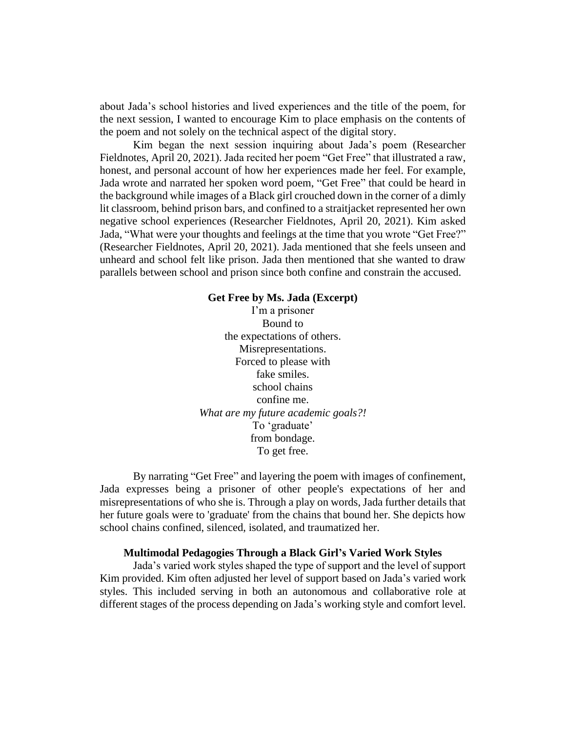about Jada's school histories and lived experiences and the title of the poem, for the next session, I wanted to encourage Kim to place emphasis on the contents of the poem and not solely on the technical aspect of the digital story.

Kim began the next session inquiring about Jada's poem (Researcher Fieldnotes, April 20, 2021). Jada recited her poem "Get Free" that illustrated a raw, honest, and personal account of how her experiences made her feel. For example, Jada wrote and narrated her spoken word poem, "Get Free" that could be heard in the background while images of a Black girl crouched down in the corner of a dimly lit classroom, behind prison bars, and confined to a straitjacket represented her own negative school experiences (Researcher Fieldnotes, April 20, 2021). Kim asked Jada, "What were your thoughts and feelings at the time that you wrote "Get Free?" (Researcher Fieldnotes, April 20, 2021). Jada mentioned that she feels unseen and unheard and school felt like prison. Jada then mentioned that she wanted to draw parallels between school and prison since both confine and constrain the accused.

**Get Free by Ms. Jada (Excerpt)**

I'm a prisoner  
Bound to  
the expectations of others.  
Misrepresentations.  
Forced to please with  
fake smiles.  
school chains  
confine me.  
*What are my future academic goals?!*  
To 'graduate'  
from bondage.  
To get free.

By narrating "Get Free" and layering the poem with images of confinement, Jada expresses being a prisoner of other people's expectations of her and misrepresentations of who she is. Through a play on words, Jada further details that her future goals were to 'graduate' from the chains that bound her. She depicts how school chains confined, silenced, isolated, and traumatized her.

## Multimodal Pedagogies Through a Black Girl's Varied Work Styles

Jada's varied work styles shaped the type of support and the level of support Kim provided. Kim often adjusted her level of support based on Jada's varied work styles. This included serving in both an autonomous and collaborative role at different stages of the process depending on Jada's working style and comfort level.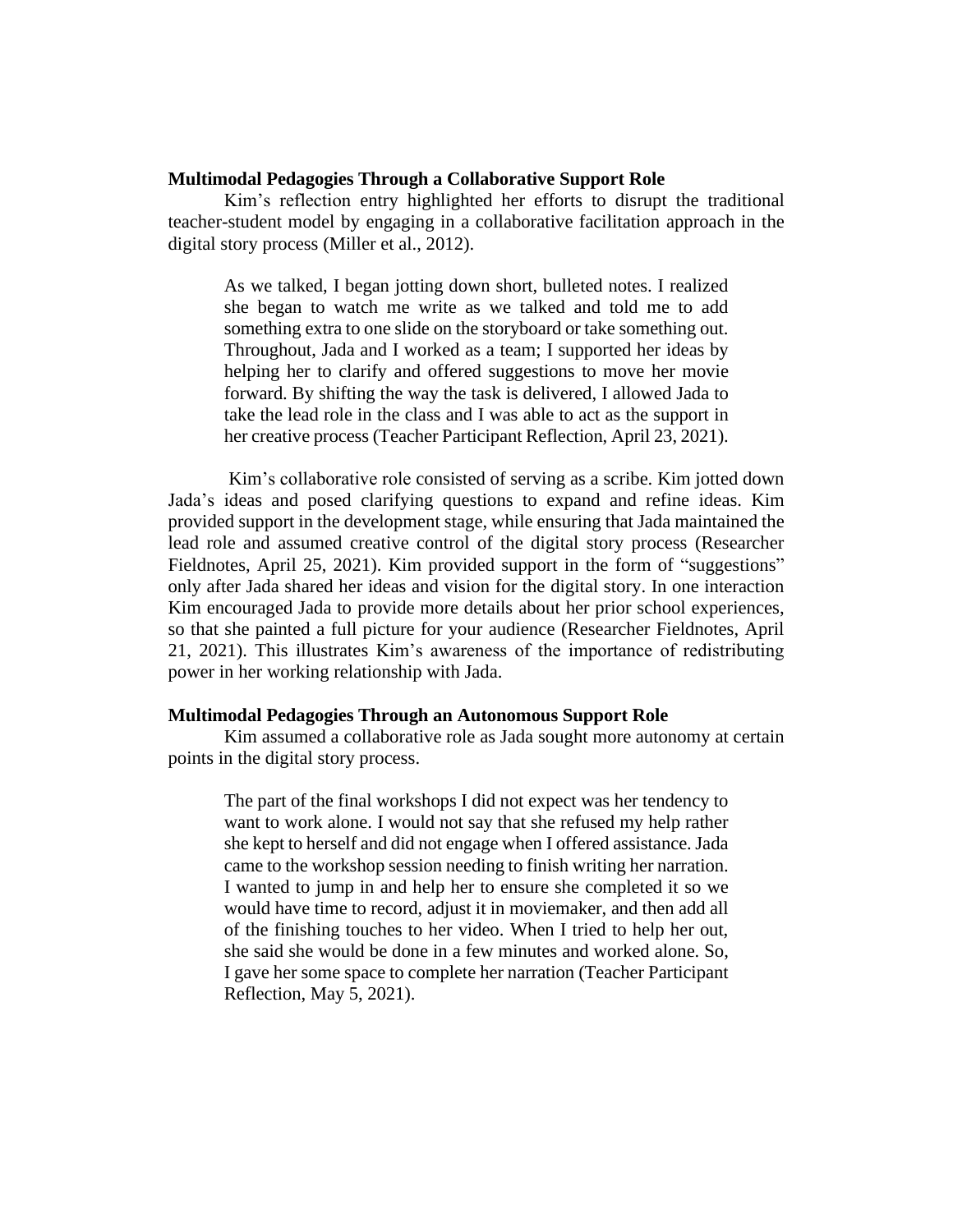### Multimodal Pedagogies Through a Collaborative Support Role

Kim's reflection entry highlighted her efforts to disrupt the traditional teacher-student model by engaging in a collaborative facilitation approach in the digital story process (Miller et al., 2012).

> As we talked, I began jotting down short, bulleted notes. I realized she began to watch me write as we talked and told me to add something extra to one slide on the storyboard or take something out. Throughout, Jada and I worked as a team; I supported her ideas by helping her to clarify and offered suggestions to move her movie forward. By shifting the way the task is delivered, I allowed Jada to take the lead role in the class and I was able to act as the support in her creative process (Teacher Participant Reflection, April 23, 2021).

Kim's collaborative role consisted of serving as a scribe. Kim jotted down Jada's ideas and posed clarifying questions to expand and refine ideas. Kim provided support in the development stage, while ensuring that Jada maintained the lead role and assumed creative control of the digital story process (Researcher Fieldnotes, April 25, 2021). Kim provided support in the form of "suggestions" only after Jada shared her ideas and vision for the digital story. In one interaction Kim encouraged Jada to provide more details about her prior school experiences, so that she painted a full picture for your audience (Researcher Fieldnotes, April 21, 2021). This illustrates Kim's awareness of the importance of redistributing power in her working relationship with Jada.

### Multimodal Pedagogies Through an Autonomous Support Role

Kim assumed a collaborative role as Jada sought more autonomy at certain points in the digital story process.

> The part of the final workshops I did not expect was her tendency to want to work alone. I would not say that she refused my help rather she kept to herself and did not engage when I offered assistance. Jada came to the workshop session needing to finish writing her narration. I wanted to jump in and help her to ensure she completed it so we would have time to record, adjust it in moviemaker, and then add all of the finishing touches to her video. When I tried to help her out, she said she would be done in a few minutes and worked alone. So, I gave her some space to complete her narration (Teacher Participant Reflection, May 5, 2021).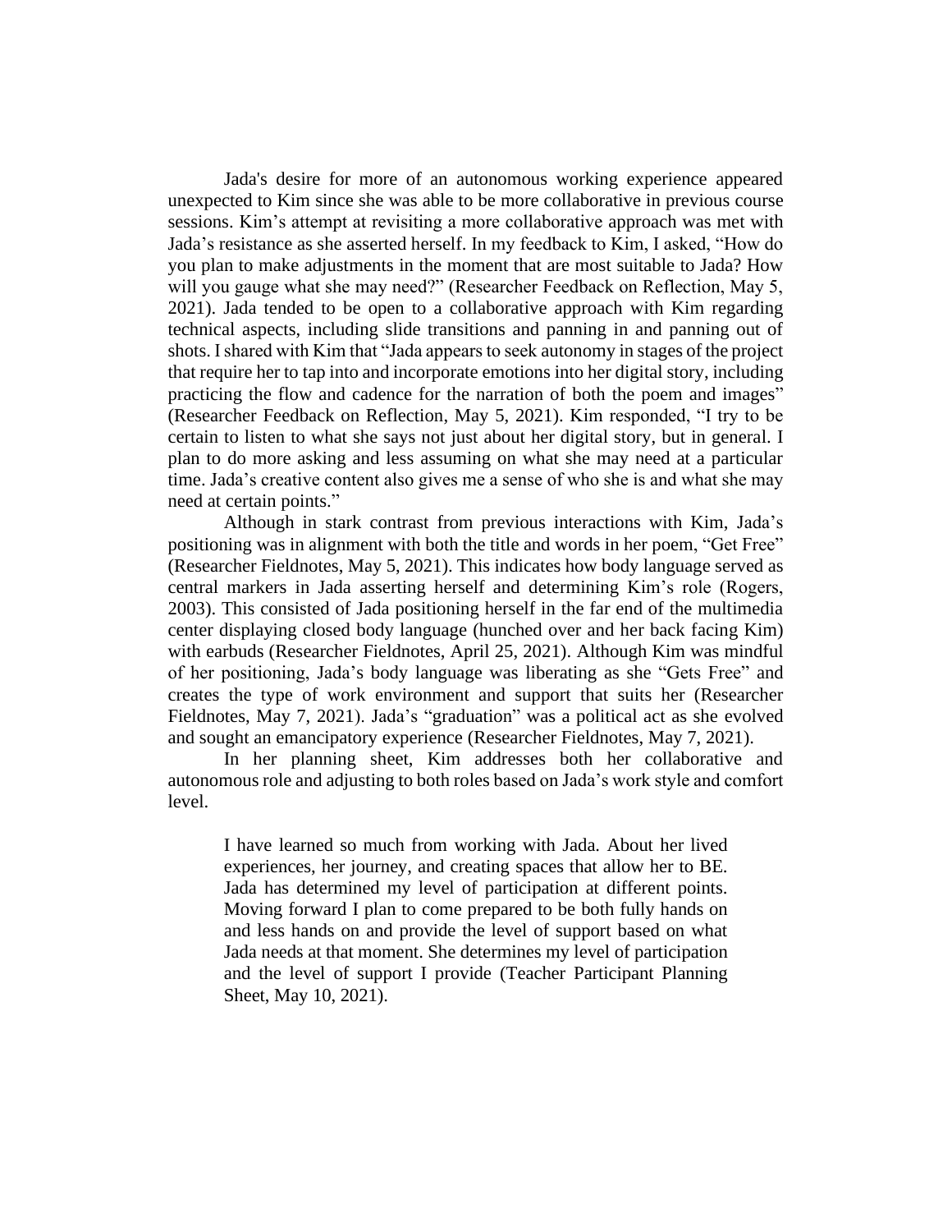Jada's desire for more of an autonomous working experience appeared unexpected to Kim since she was able to be more collaborative in previous course sessions. Kim's attempt at revisiting a more collaborative approach was met with Jada's resistance as she asserted herself. In my feedback to Kim, I asked, "How do you plan to make adjustments in the moment that are most suitable to Jada? How will you gauge what she may need?" (Researcher Feedback on Reflection, May 5, 2021). Jada tended to be open to a collaborative approach with Kim regarding technical aspects, including slide transitions and panning in and panning out of shots. I shared with Kim that "Jada appears to seek autonomy in stages of the project that require her to tap into and incorporate emotions into her digital story, including practicing the flow and cadence for the narration of both the poem and images" (Researcher Feedback on Reflection, May 5, 2021). Kim responded, "I try to be certain to listen to what she says not just about her digital story, but in general. I plan to do more asking and less assuming on what she may need at a particular time. Jada's creative content also gives me a sense of who she is and what she may need at certain points."

Although in stark contrast from previous interactions with Kim, Jada's positioning was in alignment with both the title and words in her poem, "Get Free" (Researcher Fieldnotes, May 5, 2021). This indicates how body language served as central markers in Jada asserting herself and determining Kim's role (Rogers, 2003). This consisted of Jada positioning herself in the far end of the multimedia center displaying closed body language (hunched over and her back facing Kim) with earbuds (Researcher Fieldnotes, April 25, 2021). Although Kim was mindful of her positioning, Jada's body language was liberating as she "Gets Free" and creates the type of work environment and support that suits her (Researcher Fieldnotes, May 7, 2021). Jada's "graduation" was a political act as she evolved and sought an emancipatory experience (Researcher Fieldnotes, May 7, 2021).

In her planning sheet, Kim addresses both her collaborative and autonomous role and adjusting to both roles based on Jada's work style and comfort level.

> I have learned so much from working with Jada. About her lived experiences, her journey, and creating spaces that allow her to BE. Jada has determined my level of participation at different points. Moving forward I plan to come prepared to be both fully hands on and less hands on and provide the level of support based on what Jada needs at that moment. She determines my level of participation and the level of support I provide (Teacher Participant Planning Sheet, May 10, 2021).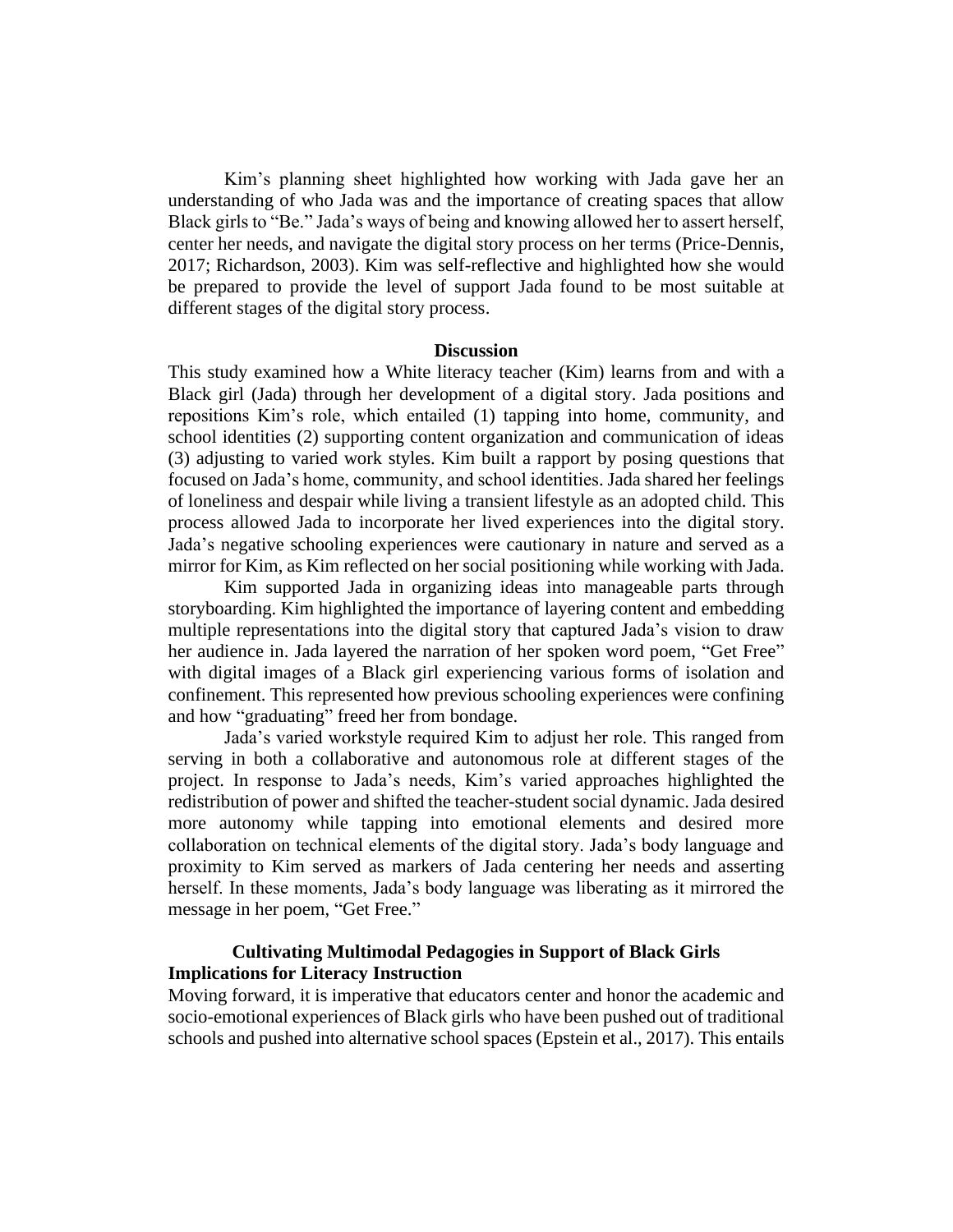Kim's planning sheet highlighted how working with Jada gave her an understanding of who Jada was and the importance of creating spaces that allow Black girls to "Be." Jada's ways of being and knowing allowed her to assert herself, center her needs, and navigate the digital story process on her terms (Price-Dennis, 2017; Richardson, 2003). Kim was self-reflective and highlighted how she would be prepared to provide the level of support Jada found to be most suitable at different stages of the digital story process.

## Discussion

This study examined how a White literacy teacher (Kim) learns from and with a Black girl (Jada) through her development of a digital story. Jada positions and repositions Kim's role, which entailed (1) tapping into home, community, and school identities (2) supporting content organization and communication of ideas (3) adjusting to varied work styles. Kim built a rapport by posing questions that focused on Jada's home, community, and school identities. Jada shared her feelings of loneliness and despair while living a transient lifestyle as an adopted child. This process allowed Jada to incorporate her lived experiences into the digital story. Jada's negative schooling experiences were cautionary in nature and served as a mirror for Kim, as Kim reflected on her social positioning while working with Jada.

Kim supported Jada in organizing ideas into manageable parts through storyboarding. Kim highlighted the importance of layering content and embedding multiple representations into the digital story that captured Jada's vision to draw her audience in. Jada layered the narration of her spoken word poem, "Get Free" with digital images of a Black girl experiencing various forms of isolation and confinement. This represented how previous schooling experiences were confining and how "graduating" freed her from bondage.

Jada's varied workstyle required Kim to adjust her role. This ranged from serving in both a collaborative and autonomous role at different stages of the project. In response to Jada's needs, Kim's varied approaches highlighted the redistribution of power and shifted the teacher-student social dynamic. Jada desired more autonomy while tapping into emotional elements and desired more collaboration on technical elements of the digital story. Jada's body language and proximity to Kim served as markers of Jada centering her needs and asserting herself. In these moments, Jada's body language was liberating as it mirrored the message in her poem, "Get Free."

## Cultivating Multimodal Pedagogies in Support of Black Girls

### Implications for Literacy Instruction

Moving forward, it is imperative that educators center and honor the academic and socio-emotional experiences of Black girls who have been pushed out of traditional schools and pushed into alternative school spaces (Epstein et al., 2017). This entails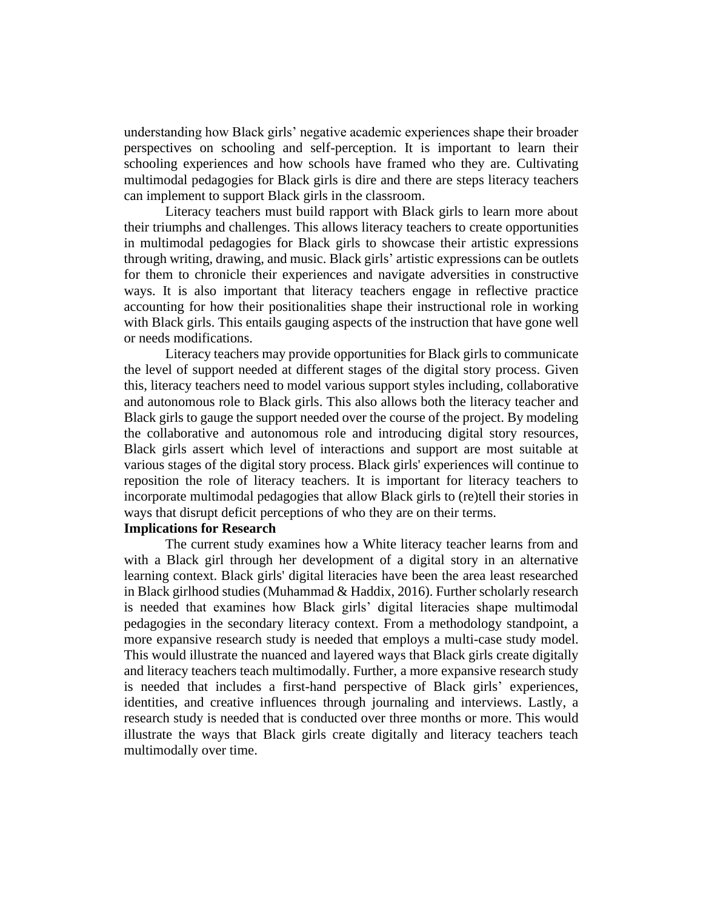understanding how Black girls' negative academic experiences shape their broader perspectives on schooling and self-perception. It is important to learn their schooling experiences and how schools have framed who they are. Cultivating multimodal pedagogies for Black girls is dire and there are steps literacy teachers can implement to support Black girls in the classroom.

Literacy teachers must build rapport with Black girls to learn more about their triumphs and challenges. This allows literacy teachers to create opportunities in multimodal pedagogies for Black girls to showcase their artistic expressions through writing, drawing, and music. Black girls' artistic expressions can be outlets for them to chronicle their experiences and navigate adversities in constructive ways. It is also important that literacy teachers engage in reflective practice accounting for how their positionalities shape their instructional role in working with Black girls. This entails gauging aspects of the instruction that have gone well or needs modifications.

Literacy teachers may provide opportunities for Black girls to communicate the level of support needed at different stages of the digital story process. Given this, literacy teachers need to model various support styles including, collaborative and autonomous role to Black girls. This also allows both the literacy teacher and Black girls to gauge the support needed over the course of the project. By modeling the collaborative and autonomous role and introducing digital story resources, Black girls assert which level of interactions and support are most suitable at various stages of the digital story process. Black girls' experiences will continue to reposition the role of literacy teachers. It is important for literacy teachers to incorporate multimodal pedagogies that allow Black girls to (re)tell their stories in ways that disrupt deficit perceptions of who they are on their terms.

**Implications for Research**

The current study examines how a White literacy teacher learns from and with a Black girl through her development of a digital story in an alternative learning context. Black girls' digital literacies have been the area least researched in Black girlhood studies (Muhammad & Haddix, 2016). Further scholarly research is needed that examines how Black girls' digital literacies shape multimodal pedagogies in the secondary literacy context. From a methodology standpoint, a more expansive research study is needed that employs a multi-case study model. This would illustrate the nuanced and layered ways that Black girls create digitally and literacy teachers teach multimodally. Further, a more expansive research study is needed that includes a first-hand perspective of Black girls' experiences, identities, and creative influences through journaling and interviews. Lastly, a research study is needed that is conducted over three months or more. This would illustrate the ways that Black girls create digitally and literacy teachers teach multimodally over time.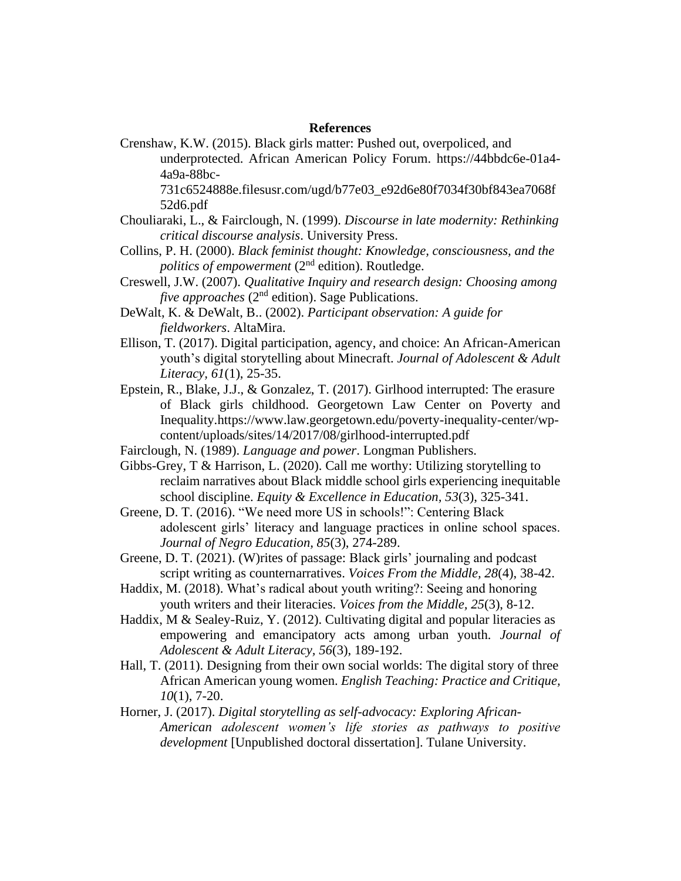# References

Crenshaw, K.W. (2015). Black girls matter: Pushed out, overpoliced, and underprotected. African American Policy Forum. https://44bbdc6e-01a4-4a9a-88bc-731c6524888e.filesusr.com/ugd/b77e03_e92d6e80f7034f30bf843ea7068f52d6.pdf

Chouliaraki, L., & Fairclough, N. (1999). *Discourse in late modernity: Rethinking critical discourse analysis*. University Press.

Collins, P. H. (2000). *Black feminist thought: Knowledge, consciousness, and the politics of empowerment* (2nd edition). Routledge.

Creswell, J.W. (2007). *Qualitative Inquiry and research design: Choosing among five approaches* (2nd edition). Sage Publications.

DeWalt, K. & DeWalt, B.. (2002). *Participant observation: A guide for fieldworkers*. AltaMira.

Ellison, T. (2017). Digital participation, agency, and choice: An African-American youth's digital storytelling about Minecraft. *Journal of Adolescent & Adult Literacy, 61*(1), 25-35.

Epstein, R., Blake, J.J., & Gonzalez, T. (2017). Girlhood interrupted: The erasure of Black girls childhood. Georgetown Law Center on Poverty and Inequality.https://www.law.georgetown.edu/poverty-inequality-center/wp-content/uploads/sites/14/2017/08/girlhood-interrupted.pdf

Fairclough, N. (1989). *Language and power*. Longman Publishers.

Gibbs-Grey, T & Harrison, L. (2020). Call me worthy: Utilizing storytelling to reclaim narratives about Black middle school girls experiencing inequitable school discipline. *Equity & Excellence in Education, 53*(3), 325-341.

Greene, D. T. (2016). "We need more US in schools!": Centering Black adolescent girls' literacy and language practices in online school spaces. *Journal of Negro Education, 85*(3), 274-289.

Greene, D. T. (2021). (W)rites of passage: Black girls' journaling and podcast script writing as counternarratives. *Voices From the Middle, 28*(4), 38-42.

Haddix, M. (2018). What's radical about youth writing?: Seeing and honoring youth writers and their literacies. *Voices from the Middle, 25*(3), 8-12.

Haddix, M & Sealey-Ruiz, Y. (2012). Cultivating digital and popular literacies as empowering and emancipatory acts among urban youth. *Journal of Adolescent & Adult Literacy, 56*(3), 189-192.

Hall, T. (2011). Designing from their own social worlds: The digital story of three African American young women. *English Teaching: Practice and Critique, 10*(1), 7-20.

Horner, J. (2017). *Digital storytelling as self-advocacy: Exploring African-American adolescent women's life stories as pathways to positive development* [Unpublished doctoral dissertation]. Tulane University.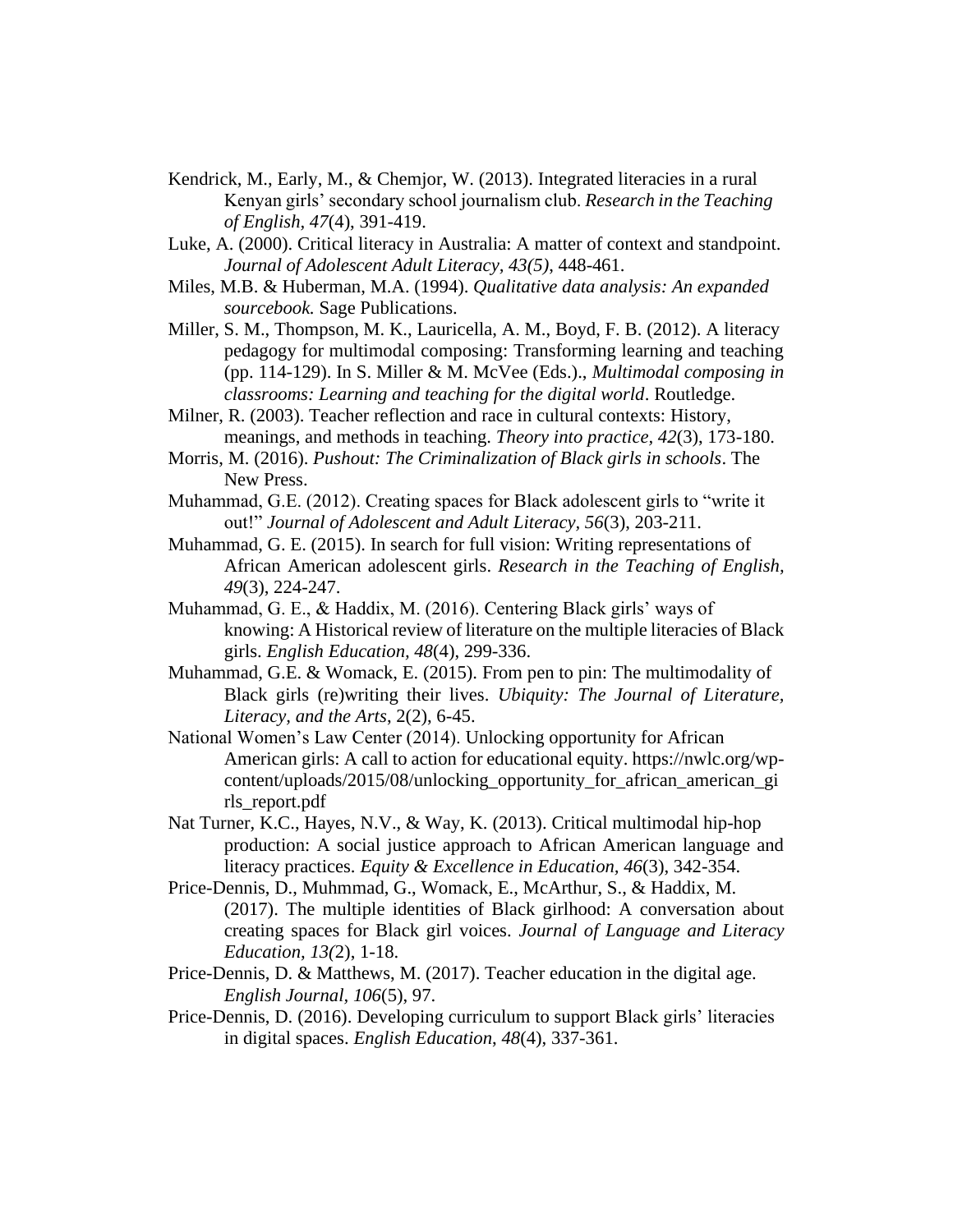Kendrick, M., Early, M., & Chemjor, W. (2013). Integrated literacies in a rural Kenyan girls' secondary school journalism club. *Research in the Teaching of English*, *47*(4), 391-419.

Luke, A. (2000). Critical literacy in Australia: A matter of context and standpoint. *Journal of Adolescent Adult Literacy, 43(5)*, 448-461.

Miles, M.B. & Huberman, M.A. (1994). *Qualitative data analysis: An expanded sourcebook.* Sage Publications.

Miller, S. M., Thompson, M. K., Lauricella, A. M., Boyd, F. B. (2012). A literacy pedagogy for multimodal composing: Transforming learning and teaching (pp. 114-129). In S. Miller & M. McVee (Eds.)., *Multimodal composing in classrooms: Learning and teaching for the digital world*. Routledge.

Milner, R. (2003). Teacher reflection and race in cultural contexts: History, meanings, and methods in teaching. *Theory into practice, 42*(3), 173-180.

Morris, M. (2016). *Pushout: The Criminalization of Black girls in schools*. The New Press.

Muhammad, G.E. (2012). Creating spaces for Black adolescent girls to "write it out!" *Journal of Adolescent and Adult Literacy, 56*(3), 203-211.

Muhammad, G. E. (2015). In search for full vision: Writing representations of African American adolescent girls. *Research in the Teaching of English, 49*(3), 224-247.

Muhammad, G. E., & Haddix, M. (2016). Centering Black girls' ways of knowing: A Historical review of literature on the multiple literacies of Black girls. *English Education, 48*(4), 299-336.

Muhammad, G.E. & Womack, E. (2015). From pen to pin: The multimodality of Black girls (re)writing their lives. *Ubiquity: The Journal of Literature, Literacy, and the Arts*, 2(2), 6-45.

National Women's Law Center (2014). Unlocking opportunity for African American girls: A call to action for educational equity. https://nwlc.org/wp-content/uploads/2015/08/unlocking_opportunity_for_african_american_girls_report.pdf

Nat Turner, K.C., Hayes, N.V., & Way, K. (2013). Critical multimodal hip-hop production: A social justice approach to African American language and literacy practices. *Equity & Excellence in Education, 46*(3), 342-354.

Price-Dennis, D., Muhmmad, G., Womack, E., McArthur, S., & Haddix, M. (2017). The multiple identities of Black girlhood: A conversation about creating spaces for Black girl voices. *Journal of Language and Literacy Education, 13(*2), 1-18.

Price-Dennis, D. & Matthews, M. (2017). Teacher education in the digital age. *English Journal, 106*(5), 97.

Price-Dennis, D. (2016). Developing curriculum to support Black girls' literacies in digital spaces. *English Education, 48*(4), 337-361.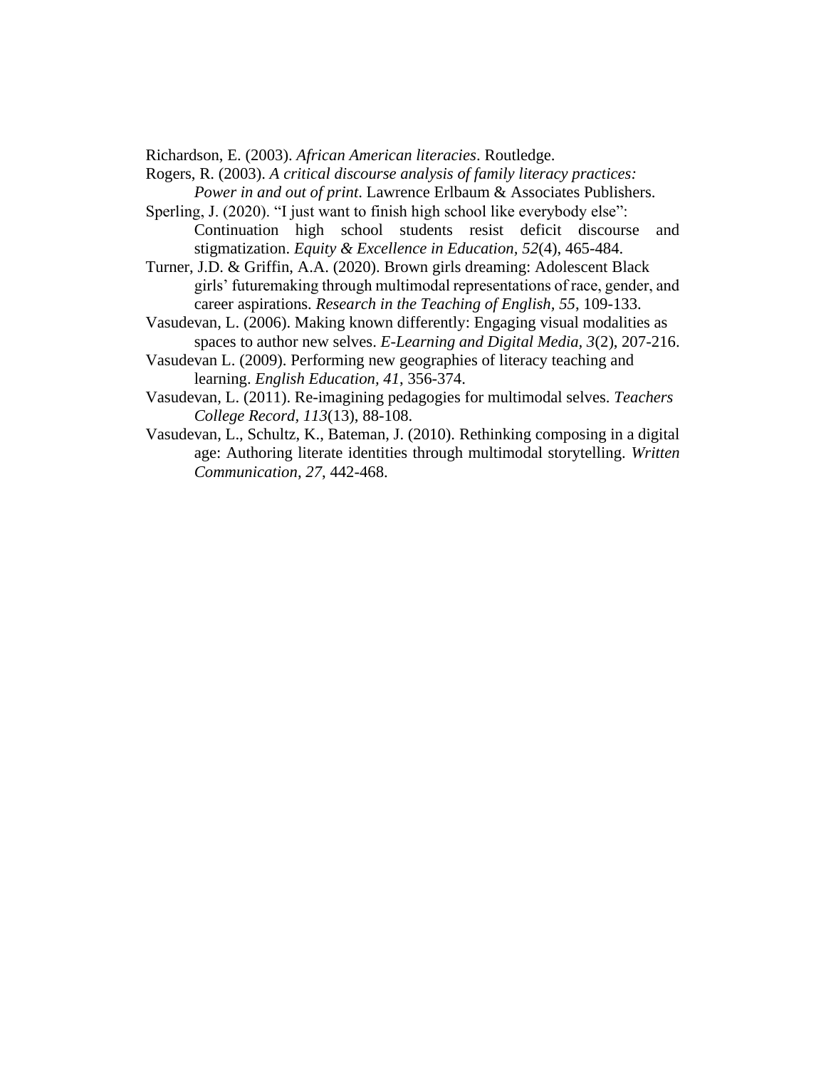Richardson, E. (2003). *African American literacies*. Routledge.

Rogers, R. (2003). *A critical discourse analysis of family literacy practices: Power in and out of print*. Lawrence Erlbaum & Associates Publishers.

Sperling, J. (2020). "I just want to finish high school like everybody else": Continuation high school students resist deficit discourse and stigmatization. *Equity & Excellence in Education, 52*(4), 465-484.

Turner, J.D. & Griffin, A.A. (2020). Brown girls dreaming: Adolescent Black girls' futuremaking through multimodal representations of race, gender, and career aspirations. *Research in the Teaching of English, 55*, 109-133.

Vasudevan, L. (2006). Making known differently: Engaging visual modalities as spaces to author new selves. *E-Learning and Digital Media, 3*(2), 207-216.

Vasudevan L. (2009). Performing new geographies of literacy teaching and learning. *English Education, 41*, 356-374.

Vasudevan, L. (2011). Re-imagining pedagogies for multimodal selves. *Teachers College Record, 113*(13), 88-108.

Vasudevan, L., Schultz, K., Bateman, J. (2010). Rethinking composing in a digital age: Authoring literate identities through multimodal storytelling. *Written Communication*, *27*, 442-468.